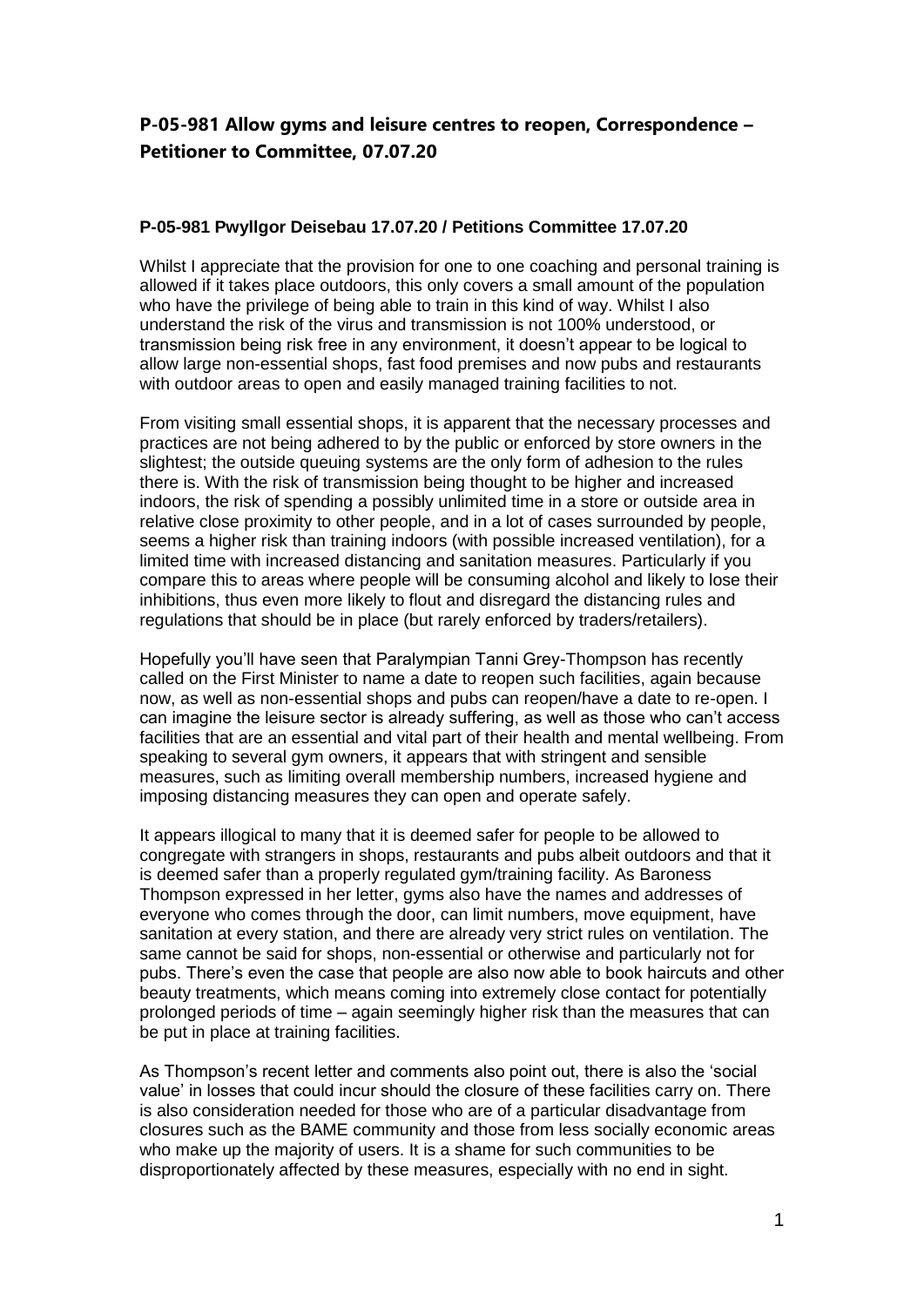# P-05-981 Allow gyms and leisure centres to reopen, Correspondence – Petitioner to Committee, 07.07.20

### P-05-981 Pwyllgor Deisebau 17.07.20 / Petitions Committee 17.07.20

Whilst I appreciate that the provision for one to one coaching and personal training is allowed if it takes place outdoors, this only covers a small amount of the population who have the privilege of being able to train in this kind of way. Whilst I also understand the risk of the virus and transmission is not 100% understood, or transmission being risk free in any environment, it doesn't appear to be logical to allow large non-essential shops, fast food premises and now pubs and restaurants with outdoor areas to open and easily managed training facilities to not.

From visiting small essential shops, it is apparent that the necessary processes and practices are not being adhered to by the public or enforced by store owners in the slightest; the outside queuing systems are the only form of adhesion to the rules there is. With the risk of transmission being thought to be higher and increased indoors, the risk of spending a possibly unlimited time in a store or outside area in relative close proximity to other people, and in a lot of cases surrounded by people, seems a higher risk than training indoors (with possible increased ventilation), for a limited time with increased distancing and sanitation measures. Particularly if you compare this to areas where people will be consuming alcohol and likely to lose their inhibitions, thus even more likely to flout and disregard the distancing rules and regulations that should be in place (but rarely enforced by traders/retailers).

Hopefully you'll have seen that Paralympian Tanni Grey-Thompson has recently called on the First Minister to name a date to reopen such facilities, again because now, as well as non-essential shops and pubs can reopen/have a date to re-open. I can imagine the leisure sector is already suffering, as well as those who can't access facilities that are an essential and vital part of their health and mental wellbeing. From speaking to several gym owners, it appears that with stringent and sensible measures, such as limiting overall membership numbers, increased hygiene and imposing distancing measures they can open and operate safely.

It appears illogical to many that it is deemed safer for people to be allowed to congregate with strangers in shops, restaurants and pubs albeit outdoors and that it is deemed safer than a properly regulated gym/training facility. As Baroness Thompson expressed in her letter, gyms also have the names and addresses of everyone who comes through the door, can limit numbers, move equipment, have sanitation at every station, and there are already very strict rules on ventilation. The same cannot be said for shops, non-essential or otherwise and particularly not for pubs. There's even the case that people are also now able to book haircuts and other beauty treatments, which means coming into extremely close contact for potentially prolonged periods of time – again seemingly higher risk than the measures that can be put in place at training facilities.

As Thompson's recent letter and comments also point out, there is also the 'social value' in losses that could incur should the closure of these facilities carry on. There is also consideration needed for those who are of a particular disadvantage from closures such as the BAME community and those from less socially economic areas who make up the majority of users. It is a shame for such communities to be disproportionately affected by these measures, especially with no end in sight.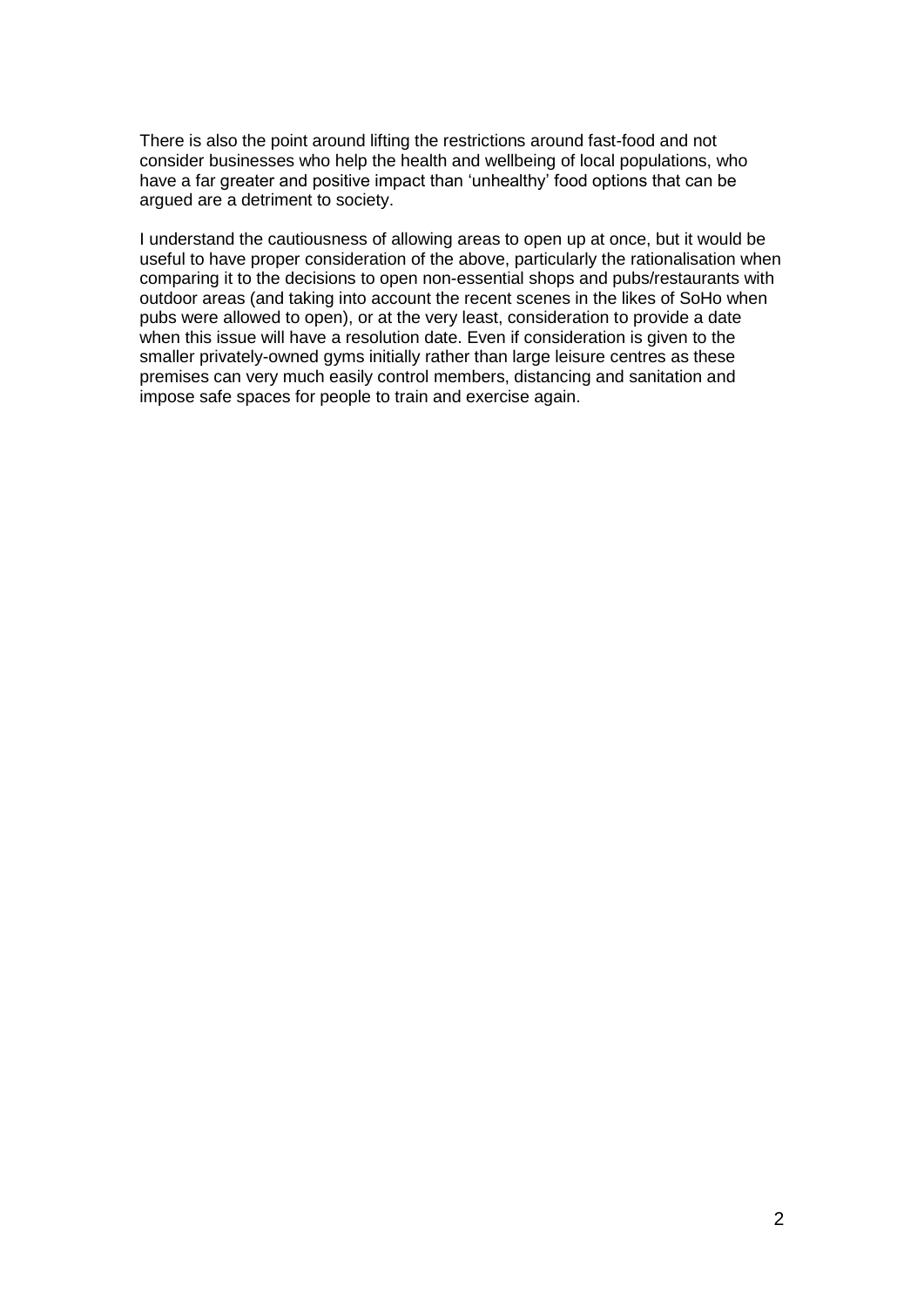There is also the point around lifting the restrictions around fast-food and not consider businesses who help the health and wellbeing of local populations, who have a far greater and positive impact than 'unhealthy' food options that can be argued are a detriment to society.

I understand the cautiousness of allowing areas to open up at once, but it would be useful to have proper consideration of the above, particularly the rationalisation when comparing it to the decisions to open non-essential shops and pubs/restaurants with outdoor areas (and taking into account the recent scenes in the likes of SoHo when pubs were allowed to open), or at the very least, consideration to provide a date when this issue will have a resolution date. Even if consideration is given to the smaller privately-owned gyms initially rather than large leisure centres as these premises can very much easily control members, distancing and sanitation and impose safe spaces for people to train and exercise again.